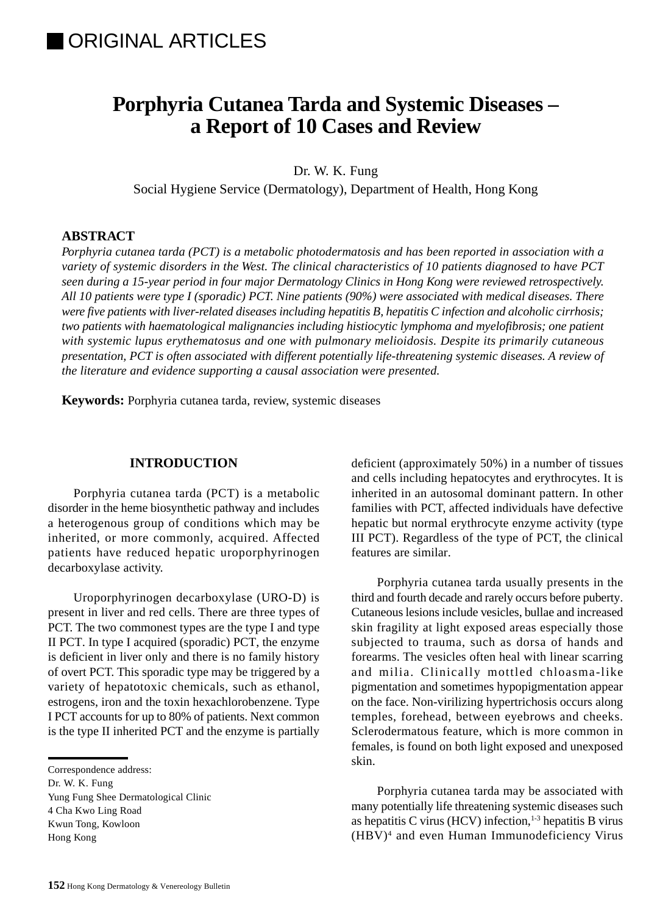■ ORIGINAL ARTICLES

# Porphyria Cutanea Tarda and Systemic Diseases – a Report of 10 Cases and Review

Dr. W. K. Fung

Social Hygiene Service (Dermatology), Department of Health, Hong Kong

## ABSTRACT

*Porphyria cutanea tarda (PCT) is a metabolic photodermatosis and has been reported in association with a variety of systemic disorders in the West. The clinical characteristics of 10 patients diagnosed to have PCT seen during a 15-year period in four major Dermatology Clinics in Hong Kong were reviewed retrospectively. All 10 patients were type I (sporadic) PCT. Nine patients (90%) were associated with medical diseases. There were five patients with liver-related diseases including hepatitis B, hepatitis C infection and alcoholic cirrhosis; two patients with haematological malignancies including histiocytic lymphoma and myelofibrosis; one patient with systemic lupus erythematosus and one with pulmonary melioidosis. Despite its primarily cutaneous presentation, PCT is often associated with different potentially life-threatening systemic diseases. A review of the literature and evidence supporting a causal association were presented.*

**Keywords:** Porphyria cutanea tarda, review, systemic diseases

## INTRODUCTION

Porphyria cutanea tarda (PCT) is a metabolic disorder in the heme biosynthetic pathway and includes a heterogenous group of conditions which may be inherited, or more commonly, acquired. Affected patients have reduced hepatic uroporphyrinogen decarboxylase activity.

Uroporphyrinogen decarboxylase (URO-D) is present in liver and red cells. There are three types of PCT. The two commonest types are the type I and type II PCT. In type I acquired (sporadic) PCT, the enzyme is deficient in liver only and there is no family history of overt PCT. This sporadic type may be triggered by a variety of hepatotoxic chemicals, such as ethanol, estrogens, iron and the toxin hexachlorobenzene. Type I PCT accounts for up to 80% of patients. Next common is the type II inherited PCT and the enzyme is partially deficient (approximately 50%) in a number of tissues and cells including hepatocytes and erythrocytes. It is inherited in an autosomal dominant pattern. In other families with PCT, affected individuals have defective hepatic but normal erythrocyte enzyme activity (type III PCT). Regardless of the type of PCT, the clinical features are similar.

Porphyria cutanea tarda usually presents in the third and fourth decade and rarely occurs before puberty. Cutaneous lesions include vesicles, bullae and increased skin fragility at light exposed areas especially those subjected to trauma, such as dorsa of hands and forearms. The vesicles often heal with linear scarring and milia. Clinically mottled chloasma-like pigmentation and sometimes hypopigmentation appear on the face. Non-virilizing hypertrichosis occurs along temples, forehead, between eyebrows and cheeks. Sclerodermatous feature, which is more common in females, is found on both light exposed and unexposed skin.

Porphyria cutanea tarda may be associated with many potentially life threatening systemic diseases such as hepatitis C virus (HCV) infection,[1-3] hepatitis B virus (HBV)[4] and even Human Immunodeficiency Virus

Correspondence address:
Dr. W. K. Fung
Yung Fung Shee Dermatological Clinic
4 Cha Kwo Ling Road
Kwun Tong, Kowloon
Hong Kong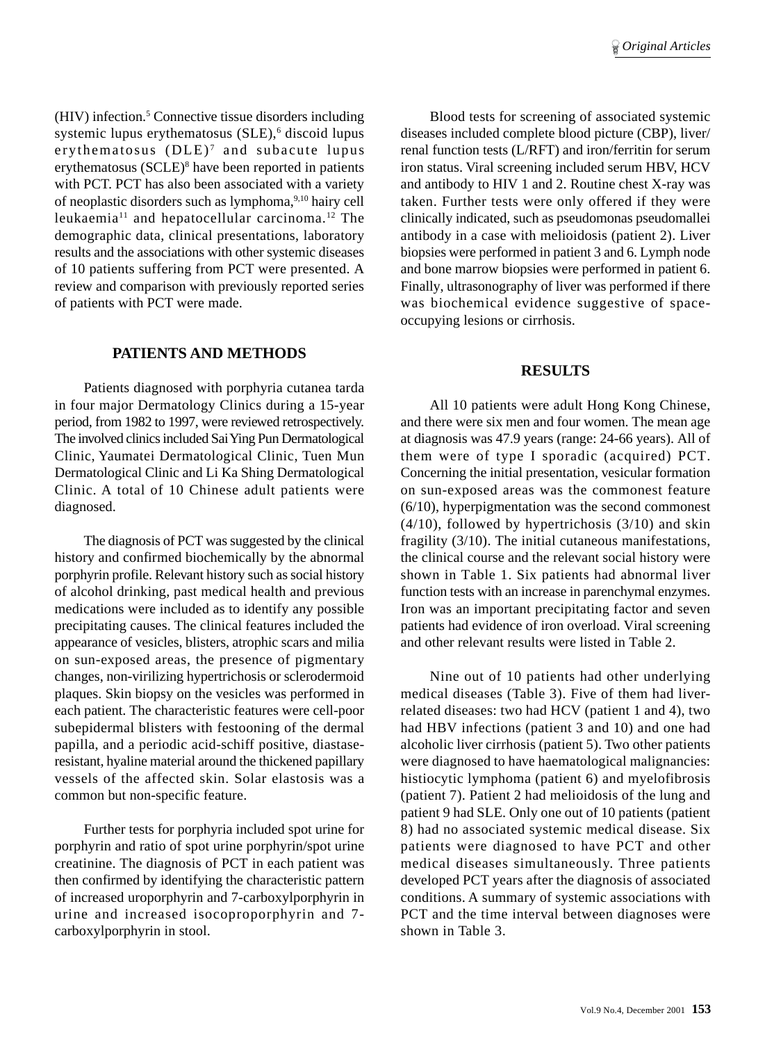(HIV) infection.[5] Connective tissue disorders including systemic lupus erythematosus (SLE),[6] discoid lupus erythematosus (DLE)[7] and subacute lupus erythematosus (SCLE)[8] have been reported in patients with PCT. PCT has also been associated with a variety of neoplastic disorders such as lymphoma,[9,10] hairy cell leukaemia[11] and hepatocellular carcinoma.[12] The demographic data, clinical presentations, laboratory results and the associations with other systemic diseases of 10 patients suffering from PCT were presented. A review and comparison with previously reported series of patients with PCT were made.

## PATIENTS AND METHODS

Patients diagnosed with porphyria cutanea tarda in four major Dermatology Clinics during a 15-year period, from 1982 to 1997, were reviewed retrospectively. The involved clinics included Sai Ying Pun Dermatological Clinic, Yaumatei Dermatological Clinic, Tuen Mun Dermatological Clinic and Li Ka Shing Dermatological Clinic. A total of 10 Chinese adult patients were diagnosed.

The diagnosis of PCT was suggested by the clinical history and confirmed biochemically by the abnormal porphyrin profile. Relevant history such as social history of alcohol drinking, past medical health and previous medications were included as to identify any possible precipitating causes. The clinical features included the appearance of vesicles, blisters, atrophic scars and milia on sun-exposed areas, the presence of pigmentary changes, non-virilizing hypertrichosis or sclerodermoid plaques. Skin biopsy on the vesicles was performed in each patient. The characteristic features were cell-poor subepidermal blisters with festooning of the dermal papilla, and a periodic acid-schiff positive, diastase-resistant, hyaline material around the thickened papillary vessels of the affected skin. Solar elastosis was a common but non-specific feature.

Further tests for porphyria included spot urine for porphyrin and ratio of spot urine porphyrin/spot urine creatinine. The diagnosis of PCT in each patient was then confirmed by identifying the characteristic pattern of increased uroporphyrin and 7-carboxylporphyrin in urine and increased isocoproporphyrin and 7-carboxylporphyrin in stool.

Blood tests for screening of associated systemic diseases included complete blood picture (CBP), liver/renal function tests (L/RFT) and iron/ferritin for serum iron status. Viral screening included serum HBV, HCV and antibody to HIV 1 and 2. Routine chest X-ray was taken. Further tests were only offered if they were clinically indicated, such as pseudomonas pseudomallei antibody in a case with melioidosis (patient 2). Liver biopsies were performed in patient 3 and 6. Lymph node and bone marrow biopsies were performed in patient 6. Finally, ultrasonography of liver was performed if there was biochemical evidence suggestive of space-occupying lesions or cirrhosis.

## RESULTS

All 10 patients were adult Hong Kong Chinese, and there were six men and four women. The mean age at diagnosis was 47.9 years (range: 24-66 years). All of them were of type I sporadic (acquired) PCT. Concerning the initial presentation, vesicular formation on sun-exposed areas was the commonest feature (6/10), hyperpigmentation was the second commonest (4/10), followed by hypertrichosis (3/10) and skin fragility (3/10). The initial cutaneous manifestations, the clinical course and the relevant social history were shown in Table 1. Six patients had abnormal liver function tests with an increase in parenchymal enzymes. Iron was an important precipitating factor and seven patients had evidence of iron overload. Viral screening and other relevant results were listed in Table 2.

Nine out of 10 patients had other underlying medical diseases (Table 3). Five of them had liver-related diseases: two had HCV (patient 1 and 4), two had HBV infections (patient 3 and 10) and one had alcoholic liver cirrhosis (patient 5). Two other patients were diagnosed to have haematological malignancies: histiocytic lymphoma (patient 6) and myelofibrosis (patient 7). Patient 2 had melioidosis of the lung and patient 9 had SLE. Only one out of 10 patients (patient 8) had no associated systemic medical disease. Six patients were diagnosed to have PCT and other medical diseases simultaneously. Three patients developed PCT years after the diagnosis of associated conditions. A summary of systemic associations with PCT and the time interval between diagnoses were shown in Table 3.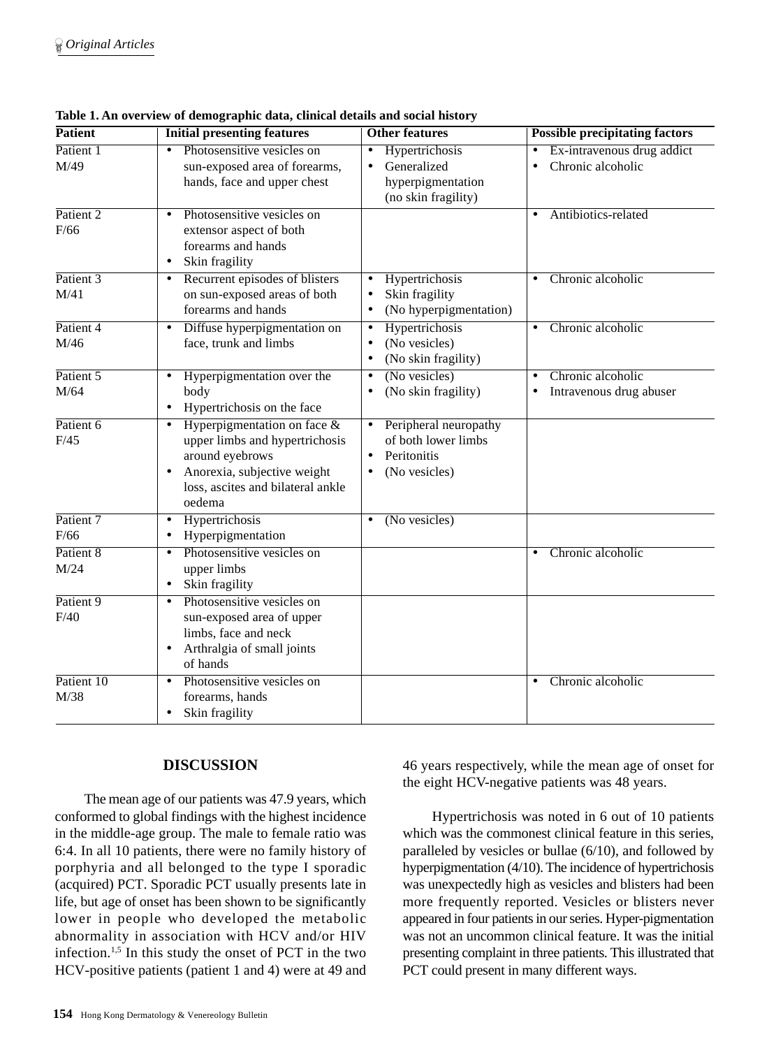**Table 1. An overview of demographic data, clinical details and social history**

| Patient | Initial presenting features | Other features | Possible precipitating factors |
|---|---|---|---|
| Patient 1<br>M/49 | • Photosensitive vesicles on sun-exposed area of forearms, hands, face and upper chest | • Hypertrichosis<br>• Generalized hyperpigmentation (no skin fragility) | • Ex-intravenous drug addict<br>• Chronic alcoholic |
| Patient 2<br>F/66 | • Photosensitive vesicles on extensor aspect of both forearms and hands<br>• Skin fragility | | • Antibiotics-related |
| Patient 3<br>M/41 | • Recurrent episodes of blisters on sun-exposed areas of both forearms and hands | • Hypertrichosis<br>• Skin fragility<br>• (No hyperpigmentation) | • Chronic alcoholic |
| Patient 4<br>M/46 | • Diffuse hyperpigmentation on face, trunk and limbs | • Hypertrichosis<br>• (No vesicles)<br>• (No skin fragility) | • Chronic alcoholic |
| Patient 5<br>M/64 | • Hyperpigmentation over the body<br>• Hypertrichosis on the face | • (No vesicles)<br>• (No skin fragility) | • Chronic alcoholic<br>• Intravenous drug abuser |
| Patient 6<br>F/45 | • Hyperpigmentation on face & upper limbs and hypertrichosis around eyebrows<br>• Anorexia, subjective weight loss, ascites and bilateral ankle oedema | • Peripheral neuropathy of both lower limbs<br>• Peritonitis<br>• (No vesicles) | |
| Patient 7<br>F/66 | • Hypertrichosis<br>• Hyperpigmentation | • (No vesicles) | |
| Patient 8<br>M/24 | • Photosensitive vesicles on upper limbs<br>• Skin fragility | | • Chronic alcoholic |
| Patient 9<br>F/40 | • Photosensitive vesicles on sun-exposed area of upper limbs, face and neck<br>• Arthralgia of small joints of hands | | |
| Patient 10<br>M/38 | • Photosensitive vesicles on forearms, hands<br>• Skin fragility | | • Chronic alcoholic |

## DISCUSSION

The mean age of our patients was 47.9 years, which conformed to global findings with the highest incidence in the middle-age group. The male to female ratio was 6:4. In all 10 patients, there were no family history of porphyria and all belonged to the type I sporadic (acquired) PCT. Sporadic PCT usually presents late in life, but age of onset has been shown to be significantly lower in people who developed the metabolic abnormality in association with HCV and/or HIV infection.[1,5] In this study the onset of PCT in the two HCV-positive patients (patient 1 and 4) were at 49 and 46 years respectively, while the mean age of onset for the eight HCV-negative patients was 48 years.

Hypertrichosis was noted in 6 out of 10 patients which was the commonest clinical feature in this series, paralleled by vesicles or bullae (6/10), and followed by hyperpigmentation (4/10). The incidence of hypertrichosis was unexpectedly high as vesicles and blisters had been more frequently reported. Vesicles or blisters never appeared in four patients in our series. Hyper-pigmentation was not an uncommon clinical feature. It was the initial presenting complaint in three patients. This illustrated that PCT could present in many different ways.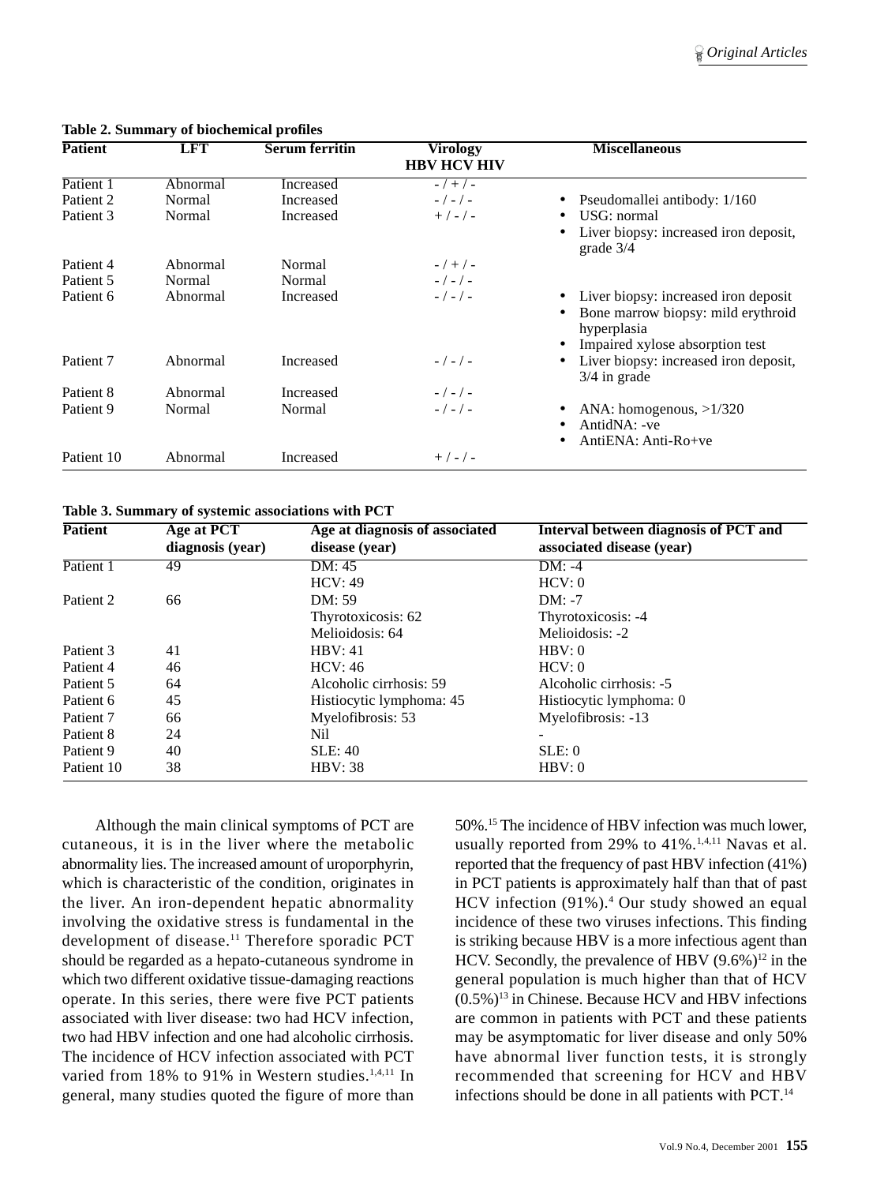**Table 2. Summary of biochemical profiles**

| Patient | LFT | Serum ferritin | Virology HBV HCV HIV | Miscellaneous |
|---|---|---|---|---|
| Patient 1 | Abnormal | Increased | - / + / - | |
| Patient 2 | Normal | Increased | - / - / - | • Pseudomallei antibody: 1/160 |
| Patient 3 | Normal | Increased | + / - / - | • USG: normal<br>• Liver biopsy: increased iron deposit, grade 3/4 |
| Patient 4 | Abnormal | Normal | - / + / - | |
| Patient 5 | Normal | Normal | - / - / - | |
| Patient 6 | Abnormal | Increased | - / - / - | • Liver biopsy: increased iron deposit<br>• Bone marrow biopsy: mild erythroid hyperplasia<br>• Impaired xylose absorption test |
| Patient 7 | Abnormal | Increased | - / - / - | • Liver biopsy: increased iron deposit, 3/4 in grade |
| Patient 8 | Abnormal | Increased | - / - / - | |
| Patient 9 | Normal | Normal | - / - / - | • ANA: homogenous, >1/320<br>• AntidNA: -ve<br>• AntiENA: Anti-Ro+ve |
| Patient 10 | Abnormal | Increased | + / - / - | |

**Table 3. Summary of systemic associations with PCT**

| Patient | Age at PCT diagnosis (year) | Age at diagnosis of associated disease (year) | Interval between diagnosis of PCT and associated disease (year) |
|---|---|---|---|
| Patient 1 | 49 | DM: 45<br>HCV: 49 | DM: -4<br>HCV: 0 |
| Patient 2 | 66 | DM: 59<br>Thyrotoxicosis: 62<br>Melioidosis: 64 | DM: -7<br>Thyrotoxicosis: -4<br>Melioidosis: -2 |
| Patient 3 | 41 | HBV: 41 | HBV: 0 |
| Patient 4 | 46 | HCV: 46 | HCV: 0 |
| Patient 5 | 64 | Alcoholic cirrhosis: 59 | Alcoholic cirrhosis: -5 |
| Patient 6 | 45 | Histiocytic lymphoma: 45 | Histiocytic lymphoma: 0 |
| Patient 7 | 66 | Myelofibrosis: 53 | Myelofibrosis: -13 |
| Patient 8 | 24 | Nil | - |
| Patient 9 | 40 | SLE: 40 | SLE: 0 |
| Patient 10 | 38 | HBV: 38 | HBV: 0 |

Although the main clinical symptoms of PCT are cutaneous, it is in the liver where the metabolic abnormality lies. The increased amount of uroporphyrin, which is characteristic of the condition, originates in the liver. An iron-dependent hepatic abnormality involving the oxidative stress is fundamental in the development of disease.[11] Therefore sporadic PCT should be regarded as a hepato-cutaneous syndrome in which two different oxidative tissue-damaging reactions operate. In this series, there were five PCT patients associated with liver disease: two had HCV infection, two had HBV infection and one had alcoholic cirrhosis. The incidence of HCV infection associated with PCT varied from 18% to 91% in Western studies.[1,4,11] In general, many studies quoted the figure of more than 50%.[15] The incidence of HBV infection was much lower, usually reported from 29% to 41%.[1,4,11] Navas et al. reported that the frequency of past HBV infection (41%) in PCT patients is approximately half than that of past HCV infection (91%).[4] Our study showed an equal incidence of these two viruses infections. This finding is striking because HBV is a more infectious agent than HCV. Secondly, the prevalence of HBV (9.6%)[12] in the general population is much higher than that of HCV (0.5%)[13] in Chinese. Because HCV and HBV infections are common in patients with PCT and these patients may be asymptomatic for liver disease and only 50% have abnormal liver function tests, it is strongly recommended that screening for HCV and HBV infections should be done in all patients with PCT.[14]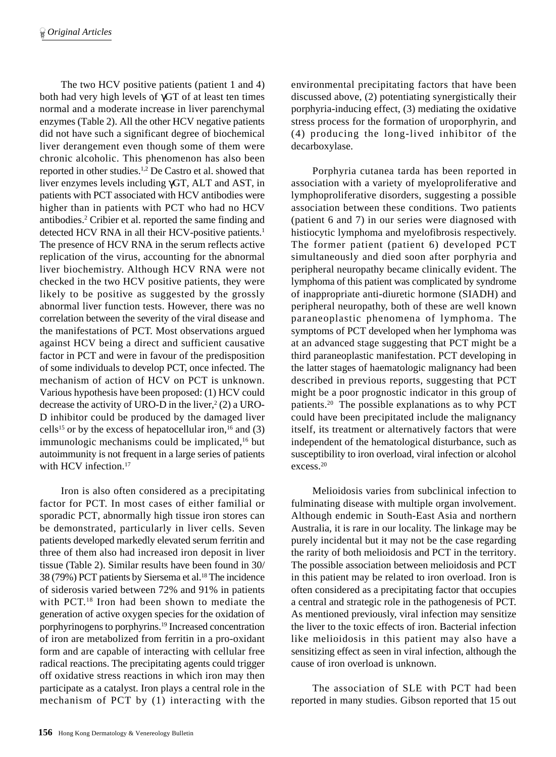The two HCV positive patients (patient 1 and 4) both had very high levels of γGT of at least ten times normal and a moderate increase in liver parenchymal enzymes (Table 2). All the other HCV negative patients did not have such a significant degree of biochemical liver derangement even though some of them were chronic alcoholic. This phenomenon has also been reported in other studies.[1,2] De Castro et al. showed that liver enzymes levels including γGT, ALT and AST, in patients with PCT associated with HCV antibodies were higher than in patients with PCT who had no HCV antibodies.[2] Cribier et al. reported the same finding and detected HCV RNA in all their HCV-positive patients.[1] The presence of HCV RNA in the serum reflects active replication of the virus, accounting for the abnormal liver biochemistry. Although HCV RNA were not checked in the two HCV positive patients, they were likely to be positive as suggested by the grossly abnormal liver function tests. However, there was no correlation between the severity of the viral disease and the manifestations of PCT. Most observations argued against HCV being a direct and sufficient causative factor in PCT and were in favour of the predisposition of some individuals to develop PCT, once infected. The mechanism of action of HCV on PCT is unknown. Various hypothesis have been proposed: (1) HCV could decrease the activity of URO-D in the liver,[2] (2) a URO-D inhibitor could be produced by the damaged liver cells[15] or by the excess of hepatocellular iron,[16] and (3) immunologic mechanisms could be implicated,[16] but autoimmunity is not frequent in a large series of patients with HCV infection.[17]

Iron is also often considered as a precipitating factor for PCT. In most cases of either familial or sporadic PCT, abnormally high tissue iron stores can be demonstrated, particularly in liver cells. Seven patients developed markedly elevated serum ferritin and three of them also had increased iron deposit in liver tissue (Table 2). Similar results have been found in 30/38 (79%) PCT patients by Siersema et al.[18] The incidence of siderosis varied between 72% and 91% in patients with PCT.[18] Iron had been shown to mediate the generation of active oxygen species for the oxidation of porphyrinogens to porphyrins.[19] Increased concentration of iron are metabolized from ferritin in a pro-oxidant form and are capable of interacting with cellular free radical reactions. The precipitating agents could trigger off oxidative stress reactions in which iron may then participate as a catalyst. Iron plays a central role in the mechanism of PCT by (1) interacting with the environmental precipitating factors that have been discussed above, (2) potentiating synergistically their porphyria-inducing effect, (3) mediating the oxidative stress process for the formation of uroporphyrin, and (4) producing the long-lived inhibitor of the decarboxylase.

Porphyria cutanea tarda has been reported in association with a variety of myeloproliferative and lymphoproliferative disorders, suggesting a possible association between these conditions. Two patients (patient 6 and 7) in our series were diagnosed with histiocytic lymphoma and myelofibrosis respectively. The former patient (patient 6) developed PCT simultaneously and died soon after porphyria and peripheral neuropathy became clinically evident. The lymphoma of this patient was complicated by syndrome of inappropriate anti-diuretic hormone (SIADH) and peripheral neuropathy, both of these are well known paraneoplastic phenomena of lymphoma. The symptoms of PCT developed when her lymphoma was at an advanced stage suggesting that PCT might be a third paraneoplastic manifestation. PCT developing in the latter stages of haematologic malignancy had been described in previous reports, suggesting that PCT might be a poor prognostic indicator in this group of patients.[20] The possible explanations as to why PCT could have been precipitated include the malignancy itself, its treatment or alternatively factors that were independent of the hematological disturbance, such as susceptibility to iron overload, viral infection or alcohol excess.[20]

Melioidosis varies from subclinical infection to fulminating disease with multiple organ involvement. Although endemic in South-East Asia and northern Australia, it is rare in our locality. The linkage may be purely incidental but it may not be the case regarding the rarity of both melioidosis and PCT in the territory. The possible association between melioidosis and PCT in this patient may be related to iron overload. Iron is often considered as a precipitating factor that occupies a central and strategic role in the pathogenesis of PCT. As mentioned previously, viral infection may sensitize the liver to the toxic effects of iron. Bacterial infection like melioidosis in this patient may also have a sensitizing effect as seen in viral infection, although the cause of iron overload is unknown.

The association of SLE with PCT had been reported in many studies. Gibson reported that 15 out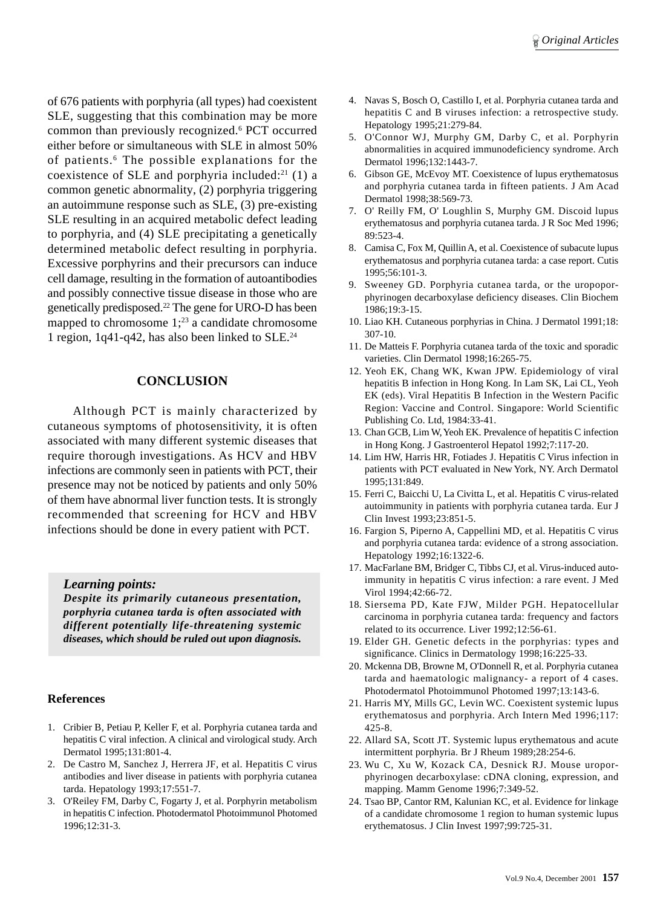of 676 patients with porphyria (all types) had coexistent SLE, suggesting that this combination may be more common than previously recognized.[6] PCT occurred either before or simultaneous with SLE in almost 50% of patients.[6] The possible explanations for the coexistence of SLE and porphyria included:[21] (1) a common genetic abnormality, (2) porphyria triggering an autoimmune response such as SLE, (3) pre-existing SLE resulting in an acquired metabolic defect leading to porphyria, and (4) SLE precipitating a genetically determined metabolic defect resulting in porphyria. Excessive porphyrins and their precursors can induce cell damage, resulting in the formation of autoantibodies and possibly connective tissue disease in those who are genetically predisposed.[22] The gene for URO-D has been mapped to chromosome 1;[23] a candidate chromosome 1 region, 1q41-q42, has also been linked to SLE.[24]

## CONCLUSION

Although PCT is mainly characterized by cutaneous symptoms of photosensitivity, it is often associated with many different systemic diseases that require thorough investigations. As HCV and HBV infections are commonly seen in patients with PCT, their presence may not be noticed by patients and only 50% of them have abnormal liver function tests. It is strongly recommended that screening for HCV and HBV infections should be done in every patient with PCT.

> ***Learning points:***
> ***Despite its primarily cutaneous presentation, porphyria cutanea tarda is often associated with different potentially life-threatening systemic diseases, which should be ruled out upon diagnosis.***

### References

1. Cribier B, Petiau P, Keller F, et al. Porphyria cutanea tarda and hepatitis C viral infection. A clinical and virological study. Arch Dermatol 1995;131:801-4.
2. De Castro M, Sanchez J, Herrera JF, et al. Hepatitis C virus antibodies and liver disease in patients with porphyria cutanea tarda. Hepatology 1993;17:551-7.
3. O'Reiley FM, Darby C, Fogarty J, et al. Porphyrin metabolism in hepatitis C infection. Photodermatol Photoimmunol Photomed 1996;12:31-3.
4. Navas S, Bosch O, Castillo I, et al. Porphyria cutanea tarda and hepatitis C and B viruses infection: a retrospective study. Hepatology 1995;21:279-84.
5. O'Connor WJ, Murphy GM, Darby C, et al. Porphyrin abnormalities in acquired immunodeficiency syndrome. Arch Dermatol 1996;132:1443-7.
6. Gibson GE, McEvoy MT. Coexistence of lupus erythematosus and porphyria cutanea tarda in fifteen patients. J Am Acad Dermatol 1998;38:569-73.
7. O' Reilly FM, O' Loughlin S, Murphy GM. Discoid lupus erythematosus and porphyria cutanea tarda. J R Soc Med 1996; 89:523-4.
8. Camisa C, Fox M, Quillin A, et al. Coexistence of subacute lupus erythematosus and porphyria cutanea tarda: a case report. Cutis 1995;56:101-3.
9. Sweeney GD. Porphyria cutanea tarda, or the uropoporphyrinogen decarboxylase deficiency diseases. Clin Biochem 1986;19:3-15.
10. Liao KH. Cutaneous porphyrias in China. J Dermatol 1991;18: 307-10.
11. De Matteis F. Porphyria cutanea tarda of the toxic and sporadic varieties. Clin Dermatol 1998;16:265-75.
12. Yeoh EK, Chang WK, Kwan JPW. Epidemiology of viral hepatitis B infection in Hong Kong. In Lam SK, Lai CL, Yeoh EK (eds). Viral Hepatitis B Infection in the Western Pacific Region: Vaccine and Control. Singapore: World Scientific Publishing Co. Ltd, 1984:33-41.
13. Chan GCB, Lim W, Yeoh EK. Prevalence of hepatitis C infection in Hong Kong. J Gastroenterol Hepatol 1992;7:117-20.
14. Lim HW, Harris HR, Fotiades J. Hepatitis C Virus infection in patients with PCT evaluated in New York, NY. Arch Dermatol 1995;131:849.
15. Ferri C, Baicchi U, La Civitta L, et al. Hepatitis C virus-related autoimmunity in patients with porphyria cutanea tarda. Eur J Clin Invest 1993;23:851-5.
16. Fargion S, Piperno A, Cappellini MD, et al. Hepatitis C virus and porphyria cutanea tarda: evidence of a strong association. Hepatology 1992;16:1322-6.
17. MacFarlane BM, Bridger C, Tibbs CJ, et al. Virus-induced autoimmunity in hepatitis C virus infection: a rare event. J Med Virol 1994;42:66-72.
18. Siersema PD, Kate FJW, Milder PGH. Hepatocellular carcinoma in porphyria cutanea tarda: frequency and factors related to its occurrence. Liver 1992;12:56-61.
19. Elder GH. Genetic defects in the porphyrias: types and significance. Clinics in Dermatology 1998;16:225-33.
20. Mckenna DB, Browne M, O'Donnell R, et al. Porphyria cutanea tarda and haematologic malignancy- a report of 4 cases. Photodermatol Photoimmunol Photomed 1997;13:143-6.
21. Harris MY, Mills GC, Levin WC. Coexistent systemic lupus erythematosus and porphyria. Arch Intern Med 1996;117: 425-8.
22. Allard SA, Scott JT. Systemic lupus erythematous and acute intermittent porphyria. Br J Rheum 1989;28:254-6.
23. Wu C, Xu W, Kozack CA, Desnick RJ. Mouse uroporphyrinogen decarboxylase: cDNA cloning, expression, and mapping. Mamm Genome 1996;7:349-52.
24. Tsao BP, Cantor RM, Kalunian KC, et al. Evidence for linkage of a candidate chromosome 1 region to human systemic lupus erythematosus. J Clin Invest 1997;99:725-31.